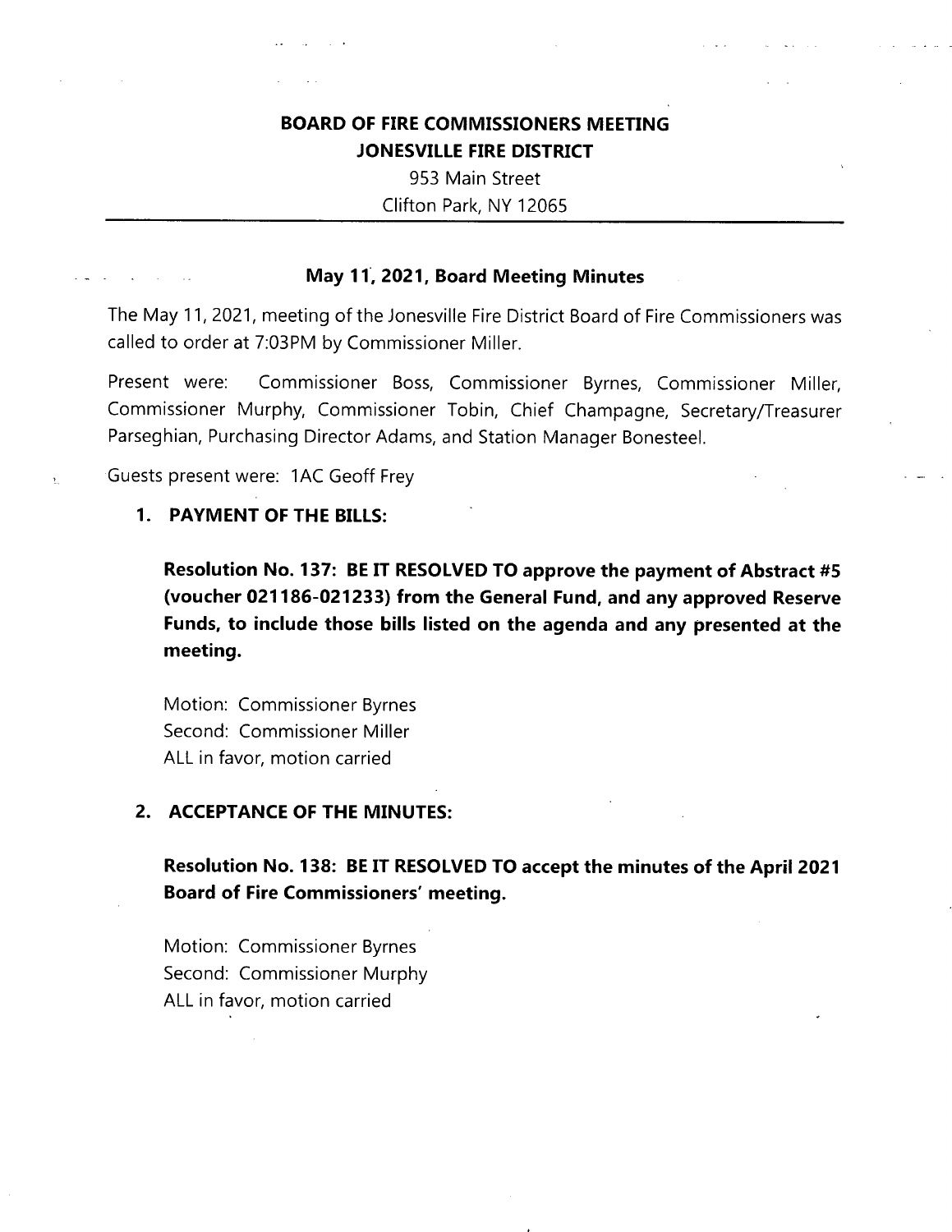# BOARD OF FIRE COMMISSIONERS MEETING
# JONESVILLE FIRE DISTRICT

953 Main Street
Clifton Park, NY 12065

---

## May 11, 2021, Board Meeting Minutes

The May 11, 2021, meeting of the Jonesville Fire District Board of Fire Commissioners was called to order at 7:03PM by Commissioner Miller.

Present were: Commissioner Boss, Commissioner Byrnes, Commissioner Miller, Commissioner Murphy, Commissioner Tobin, Chief Champagne, Secretary/Treasurer Parseghian, Purchasing Director Adams, and Station Manager Bonesteel.

Guests present were: 1AC Geoff Frey

### 1. PAYMENT OF THE BILLS:

**Resolution No. 137: BE IT RESOLVED TO approve the payment of Abstract #5 (voucher 021186-021233) from the General Fund, and any approved Reserve Funds, to include those bills listed on the agenda and any presented at the meeting.**

Motion: Commissioner Byrnes
Second: Commissioner Miller
ALL in favor, motion carried

### 2. ACCEPTANCE OF THE MINUTES:

**Resolution No. 138: BE IT RESOLVED TO accept the minutes of the April 2021 Board of Fire Commissioners' meeting.**

Motion: Commissioner Byrnes
Second: Commissioner Murphy
ALL in favor, motion carried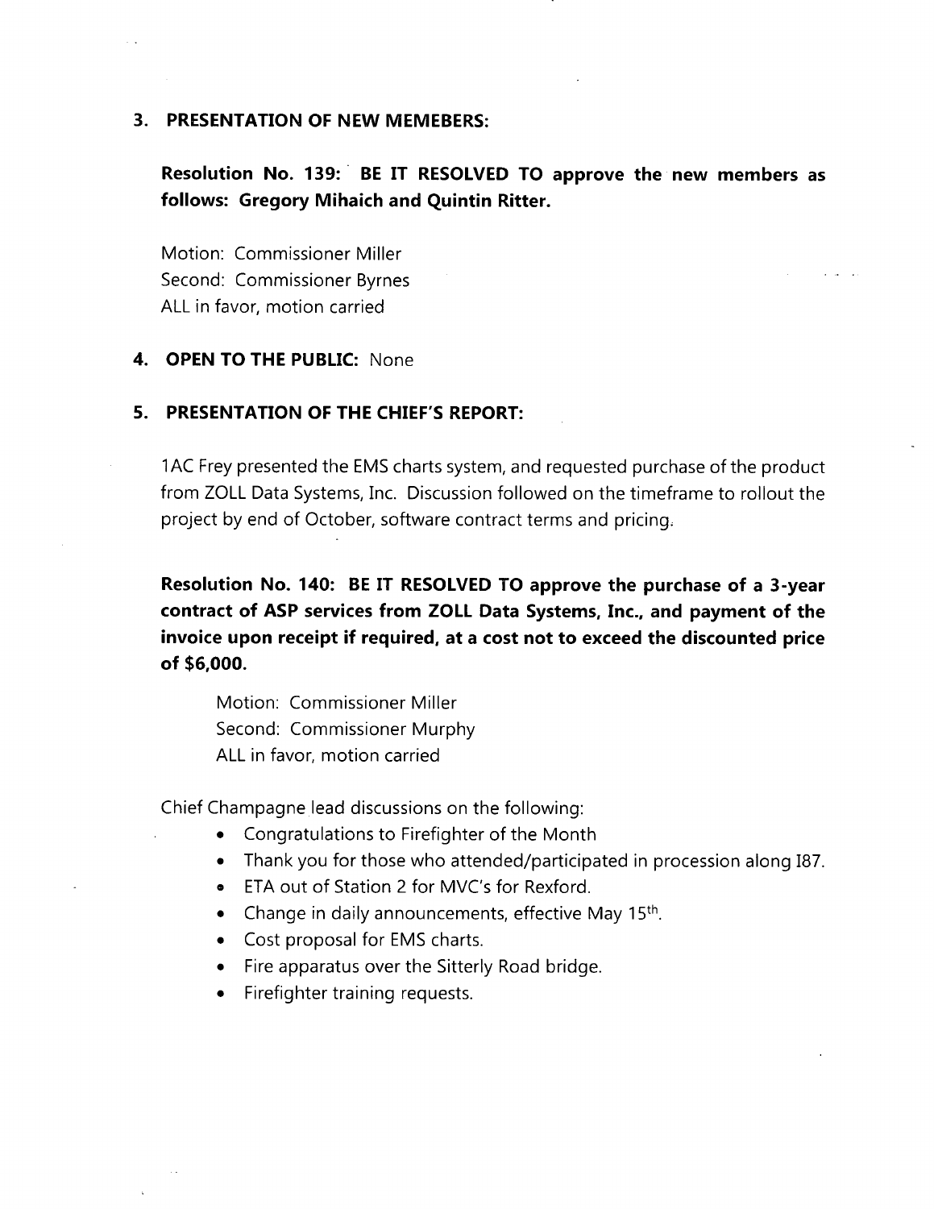## 3. PRESENTATION OF NEW MEMEBERS:

**Resolution No. 139: BE IT RESOLVED TO approve the new members as follows: Gregory Mihaich and Quintin Ritter.**

Motion: Commissioner Miller
Second: Commissioner Byrnes
ALL in favor, motion carried

## 4. OPEN TO THE PUBLIC: None

## 5. PRESENTATION OF THE CHIEF'S REPORT:

1AC Frey presented the EMS charts system, and requested purchase of the product from ZOLL Data Systems, Inc. Discussion followed on the timeframe to rollout the project by end of October, software contract terms and pricing.

**Resolution No. 140: BE IT RESOLVED TO approve the purchase of a 3-year contract of ASP services from ZOLL Data Systems, Inc., and payment of the invoice upon receipt if required, at a cost not to exceed the discounted price of $6,000.**

Motion: Commissioner Miller
Second: Commissioner Murphy
ALL in favor, motion carried

Chief Champagne lead discussions on the following:

- Congratulations to Firefighter of the Month
- Thank you for those who attended/participated in procession along I87.
- ETA out of Station 2 for MVC's for Rexford.
- Change in daily announcements, effective May 15th.
- Cost proposal for EMS charts.
- Fire apparatus over the Sitterly Road bridge.
- Firefighter training requests.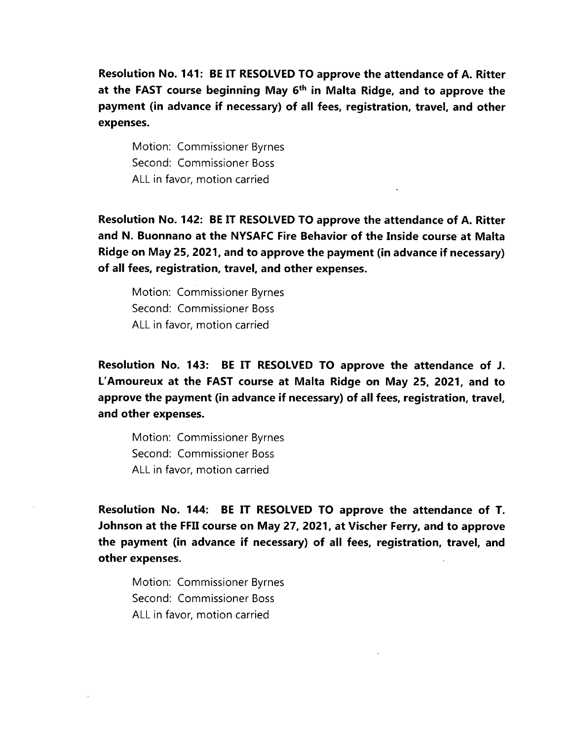**Resolution No. 141: BE IT RESOLVED TO approve the attendance of A. Ritter at the FAST course beginning May 6th in Malta Ridge, and to approve the payment (in advance if necessary) of all fees, registration, travel, and other expenses.**

Motion: Commissioner Byrnes
Second: Commissioner Boss
ALL in favor, motion carried

**Resolution No. 142: BE IT RESOLVED TO approve the attendance of A. Ritter and N. Buonnano at the NYSAFC Fire Behavior of the Inside course at Malta Ridge on May 25, 2021, and to approve the payment (in advance if necessary) of all fees, registration, travel, and other expenses.**

Motion: Commissioner Byrnes
Second: Commissioner Boss
ALL in favor, motion carried

**Resolution No. 143: BE IT RESOLVED TO approve the attendance of J. L'Amoureux at the FAST course at Malta Ridge on May 25, 2021, and to approve the payment (in advance if necessary) of all fees, registration, travel, and other expenses.**

Motion: Commissioner Byrnes
Second: Commissioner Boss
ALL in favor, motion carried

**Resolution No. 144: BE IT RESOLVED TO approve the attendance of T. Johnson at the FFII course on May 27, 2021, at Vischer Ferry, and to approve the payment (in advance if necessary) of all fees, registration, travel, and other expenses.**

Motion: Commissioner Byrnes
Second: Commissioner Boss
ALL in favor, motion carried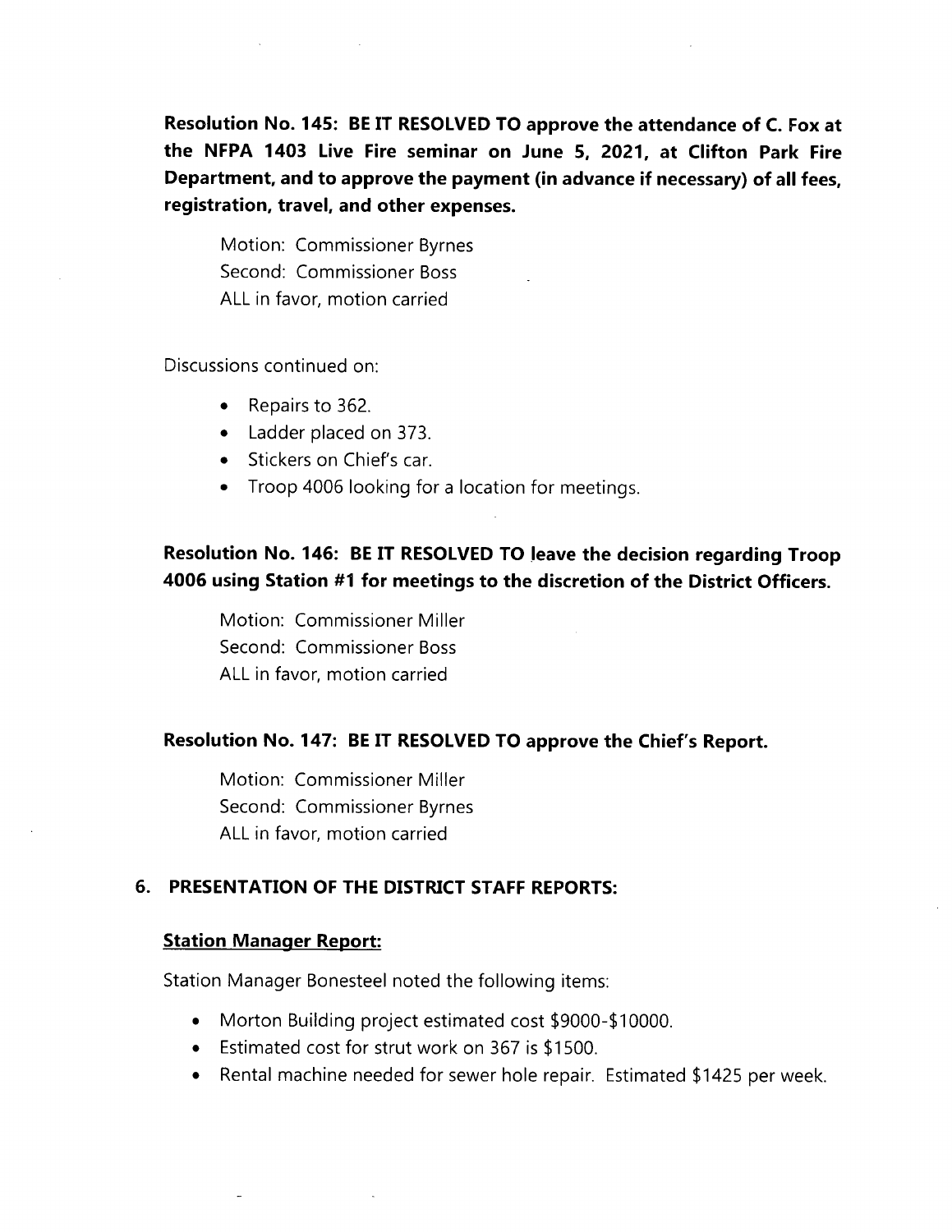**Resolution No. 145: BE IT RESOLVED TO approve the attendance of C. Fox at the NFPA 1403 Live Fire seminar on June 5, 2021, at Clifton Park Fire Department, and to approve the payment (in advance if necessary) of all fees, registration, travel, and other expenses.**

Motion: Commissioner Byrnes
Second: Commissioner Boss
ALL in favor, motion carried

Discussions continued on:

- Repairs to 362.
- Ladder placed on 373.
- Stickers on Chief's car.
- Troop 4006 looking for a location for meetings.

**Resolution No. 146: BE IT RESOLVED TO leave the decision regarding Troop 4006 using Station #1 for meetings to the discretion of the District Officers.**

Motion: Commissioner Miller
Second: Commissioner Boss
ALL in favor, motion carried

**Resolution No. 147: BE IT RESOLVED TO approve the Chief's Report.**

Motion: Commissioner Miller
Second: Commissioner Byrnes
ALL in favor, motion carried

## 6. PRESENTATION OF THE DISTRICT STAFF REPORTS:

### Station Manager Report:

Station Manager Bonesteel noted the following items:

- Morton Building project estimated cost $9000-$10000.
- Estimated cost for strut work on 367 is $1500.
- Rental machine needed for sewer hole repair. Estimated $1425 per week.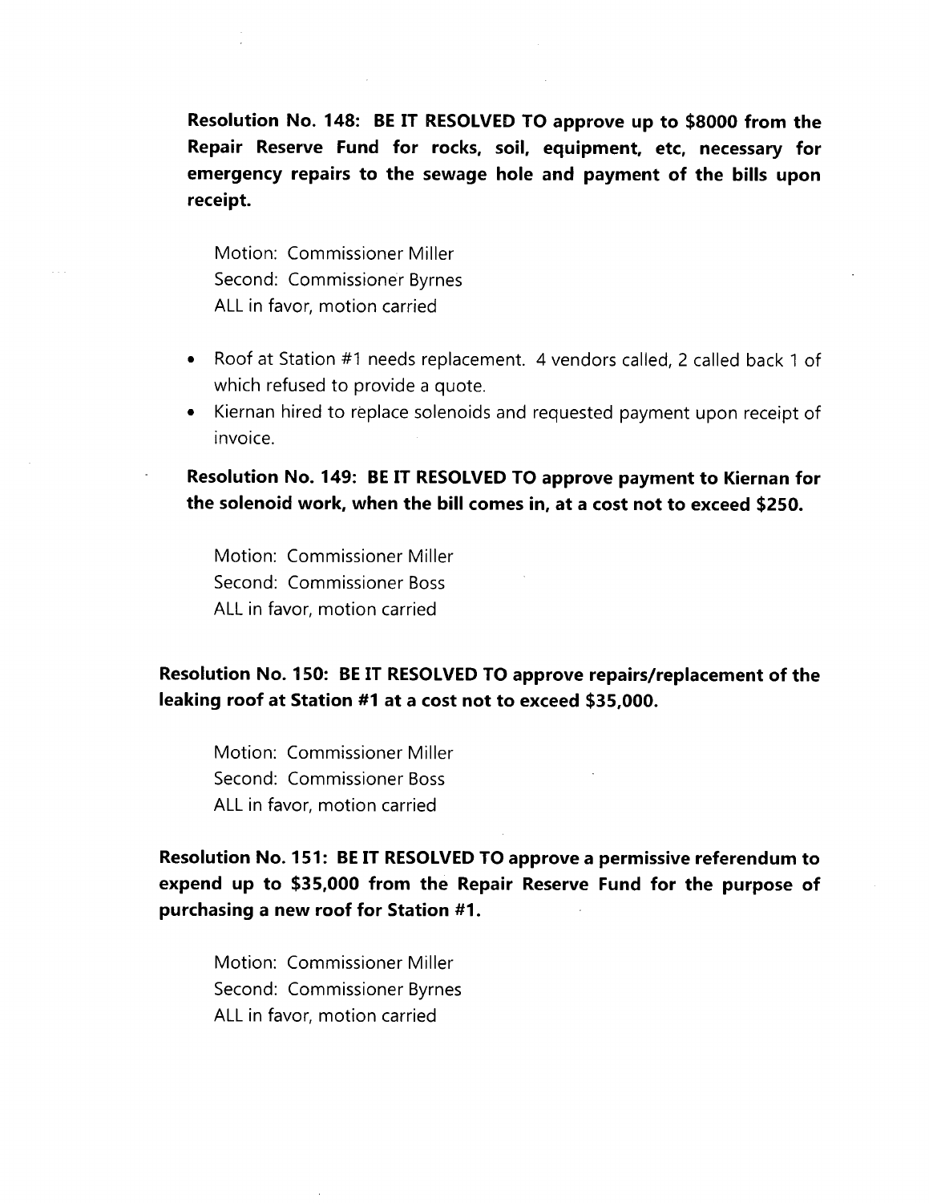**Resolution No. 148: BE IT RESOLVED TO approve up to $8000 from the Repair Reserve Fund for rocks, soil, equipment, etc, necessary for emergency repairs to the sewage hole and payment of the bills upon receipt.**

Motion: Commissioner Miller
Second: Commissioner Byrnes
ALL in favor, motion carried

- Roof at Station #1 needs replacement. 4 vendors called, 2 called back 1 of which refused to provide a quote.
- Kiernan hired to replace solenoids and requested payment upon receipt of invoice.

**Resolution No. 149: BE IT RESOLVED TO approve payment to Kiernan for the solenoid work, when the bill comes in, at a cost not to exceed $250.**

Motion: Commissioner Miller
Second: Commissioner Boss
ALL in favor, motion carried

**Resolution No. 150: BE IT RESOLVED TO approve repairs/replacement of the leaking roof at Station #1 at a cost not to exceed $35,000.**

Motion: Commissioner Miller
Second: Commissioner Boss
ALL in favor, motion carried

**Resolution No. 151: BE IT RESOLVED TO approve a permissive referendum to expend up to $35,000 from the Repair Reserve Fund for the purpose of purchasing a new roof for Station #1.**

Motion: Commissioner Miller
Second: Commissioner Byrnes
ALL in favor, motion carried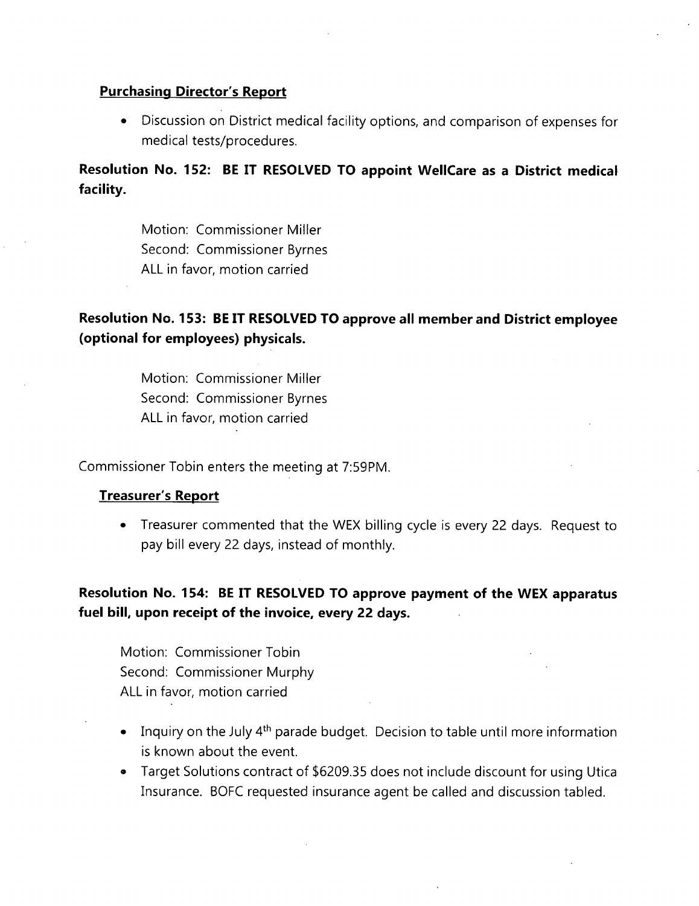**Purchasing Director's Report**

- Discussion on District medical facility options, and comparison of expenses for medical tests/procedures.

**Resolution No. 152: BE IT RESOLVED TO appoint WellCare as a District medical facility.**

Motion: Commissioner Miller
Second: Commissioner Byrnes
ALL in favor, motion carried

**Resolution No. 153: BE IT RESOLVED TO approve all member and District employee (optional for employees) physicals.**

Motion: Commissioner Miller
Second: Commissioner Byrnes
ALL in favor, motion carried

Commissioner Tobin enters the meeting at 7:59PM.

**Treasurer's Report**

- Treasurer commented that the WEX billing cycle is every 22 days. Request to pay bill every 22 days, instead of monthly.

**Resolution No. 154: BE IT RESOLVED TO approve payment of the WEX apparatus fuel bill, upon receipt of the invoice, every 22 days.**

Motion: Commissioner Tobin
Second: Commissioner Murphy
ALL in favor, motion carried

- Inquiry on the July 4th parade budget. Decision to table until more information is known about the event.
- Target Solutions contract of $6209.35 does not include discount for using Utica Insurance. BOFC requested insurance agent be called and discussion tabled.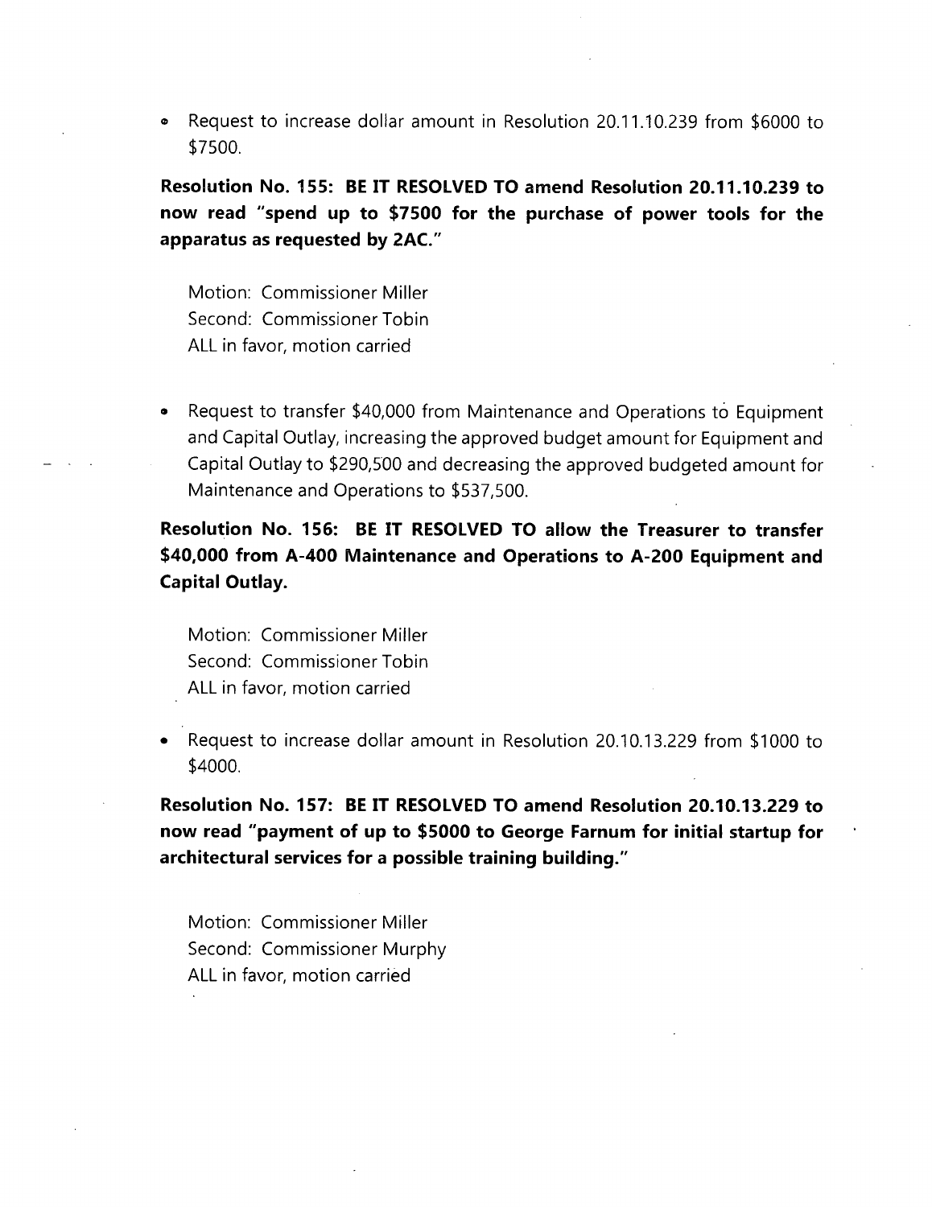- Request to increase dollar amount in Resolution 20.11.10.239 from $6000 to $7500.

**Resolution No. 155: BE IT RESOLVED TO amend Resolution 20.11.10.239 to now read "spend up to $7500 for the purchase of power tools for the apparatus as requested by 2AC."**

Motion: Commissioner Miller
Second: Commissioner Tobin
ALL in favor, motion carried

- Request to transfer $40,000 from Maintenance and Operations to Equipment and Capital Outlay, increasing the approved budget amount for Equipment and Capital Outlay to $290,500 and decreasing the approved budgeted amount for Maintenance and Operations to $537,500.

**Resolution No. 156: BE IT RESOLVED TO allow the Treasurer to transfer $40,000 from A-400 Maintenance and Operations to A-200 Equipment and Capital Outlay.**

Motion: Commissioner Miller
Second: Commissioner Tobin
ALL in favor, motion carried

- Request to increase dollar amount in Resolution 20.10.13.229 from $1000 to $4000.

**Resolution No. 157: BE IT RESOLVED TO amend Resolution 20.10.13.229 to now read "payment of up to $5000 to George Farnum for initial startup for architectural services for a possible training building."**

Motion: Commissioner Miller
Second: Commissioner Murphy
ALL in favor, motion carried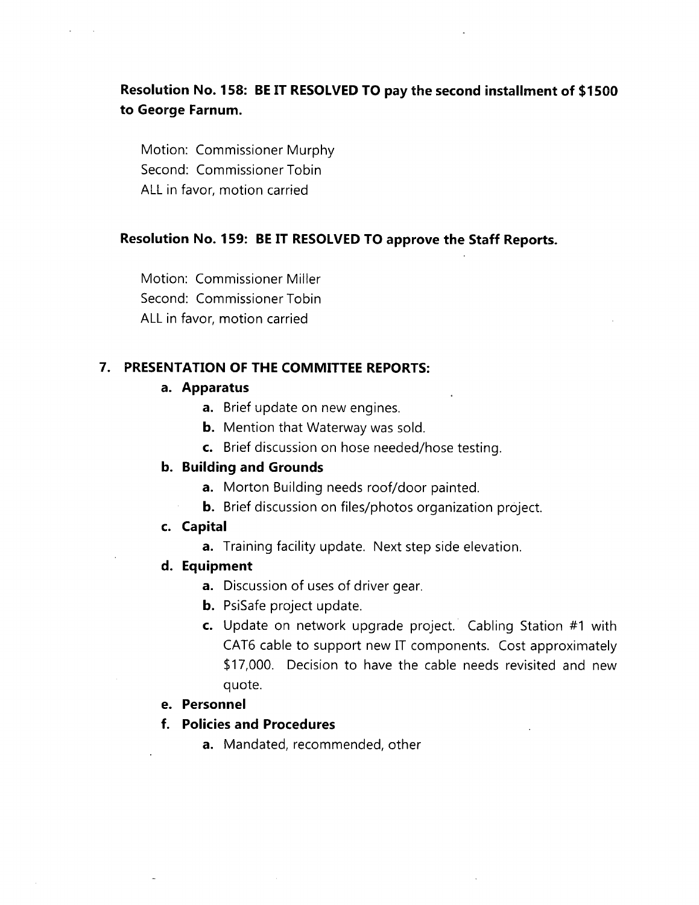**Resolution No. 158: BE IT RESOLVED TO pay the second installment of $1500 to George Farnum.**

Motion: Commissioner Murphy
Second: Commissioner Tobin
ALL in favor, motion carried

**Resolution No. 159: BE IT RESOLVED TO approve the Staff Reports.**

Motion: Commissioner Miller
Second: Commissioner Tobin
ALL in favor, motion carried

**7. PRESENTATION OF THE COMMITTEE REPORTS:**

- **a. Apparatus**
  - **a.** Brief update on new engines.
  - **b.** Mention that Waterway was sold.
  - **c.** Brief discussion on hose needed/hose testing.
- **b. Building and Grounds**
  - **a.** Morton Building needs roof/door painted.
  - **b.** Brief discussion on files/photos organization project.
- **c. Capital**
  - **a.** Training facility update. Next step side elevation.
- **d. Equipment**
  - **a.** Discussion of uses of driver gear.
  - **b.** PsiSafe project update.
  - **c.** Update on network upgrade project. Cabling Station #1 with CAT6 cable to support new IT components. Cost approximately $17,000. Decision to have the cable needs revisited and new quote.
- **e. Personnel**
- **f. Policies and Procedures**
  - **a.** Mandated, recommended, other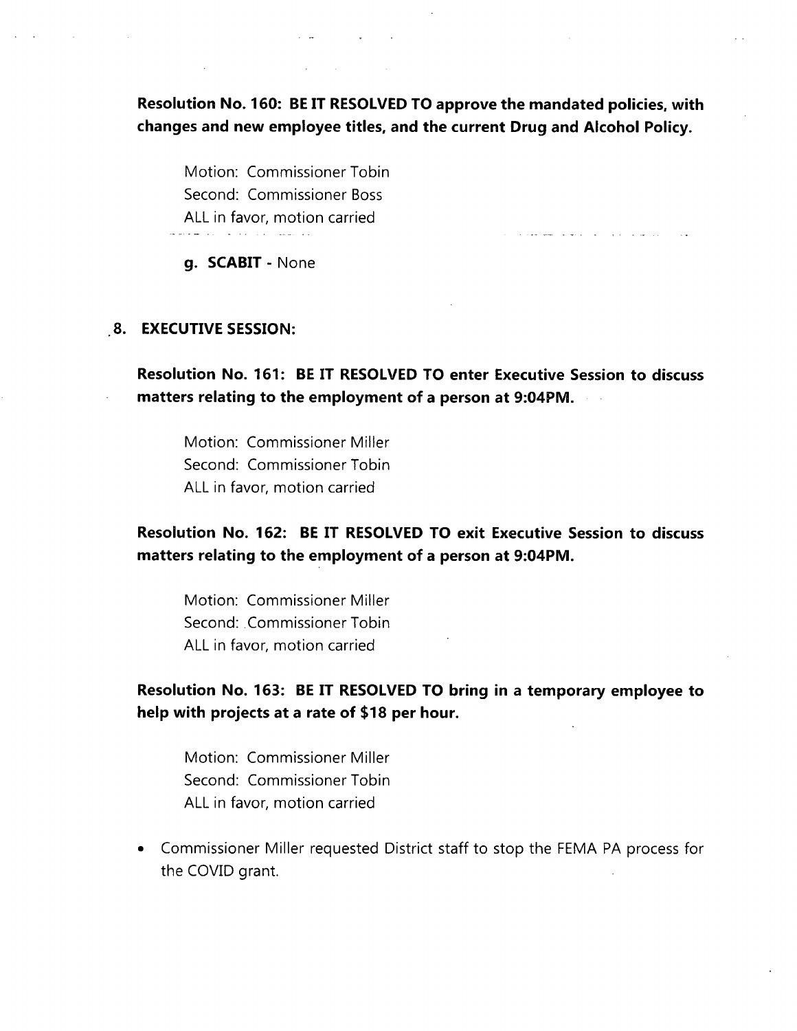**Resolution No. 160: BE IT RESOLVED TO approve the mandated policies, with changes and new employee titles, and the current Drug and Alcohol Policy.**

Motion: Commissioner Tobin
Second: Commissioner Boss
ALL in favor, motion carried

**g. SCABIT** - None

## 8. EXECUTIVE SESSION:

**Resolution No. 161: BE IT RESOLVED TO enter Executive Session to discuss matters relating to the employment of a person at 9:04PM.**

Motion: Commissioner Miller
Second: Commissioner Tobin
ALL in favor, motion carried

**Resolution No. 162: BE IT RESOLVED TO exit Executive Session to discuss matters relating to the employment of a person at 9:04PM.**

Motion: Commissioner Miller
Second: Commissioner Tobin
ALL in favor, motion carried

**Resolution No. 163: BE IT RESOLVED TO bring in a temporary employee to help with projects at a rate of $18 per hour.**

Motion: Commissioner Miller
Second: Commissioner Tobin
ALL in favor, motion carried

- Commissioner Miller requested District staff to stop the FEMA PA process for the COVID grant.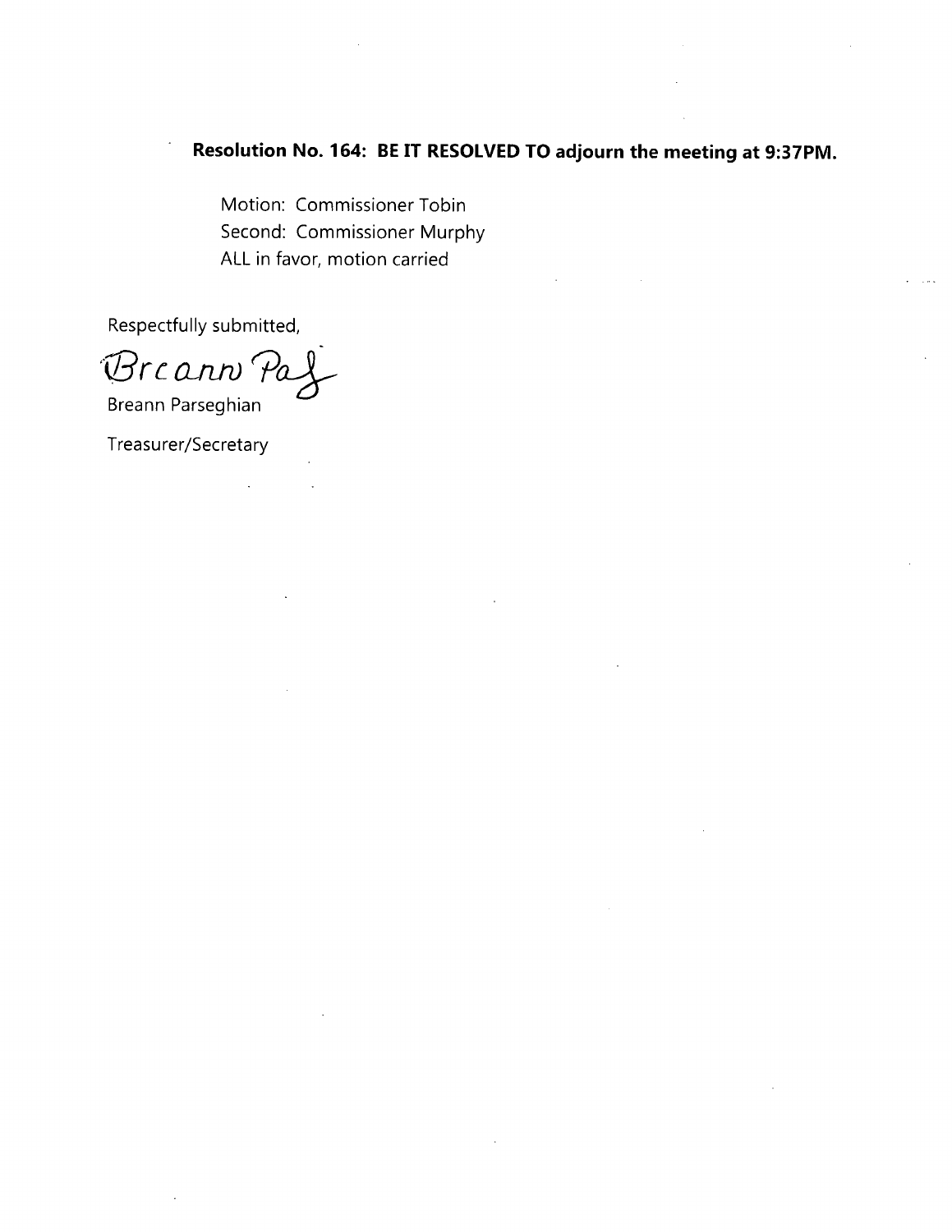**Resolution No. 164: BE IT RESOLVED TO adjourn the meeting at 9:37PM.**

Motion: Commissioner Tobin
Second: Commissioner Murphy
ALL in favor, motion carried

Respectfully submitted,

Breann Paf

Breann Parseghian

Treasurer/Secretary